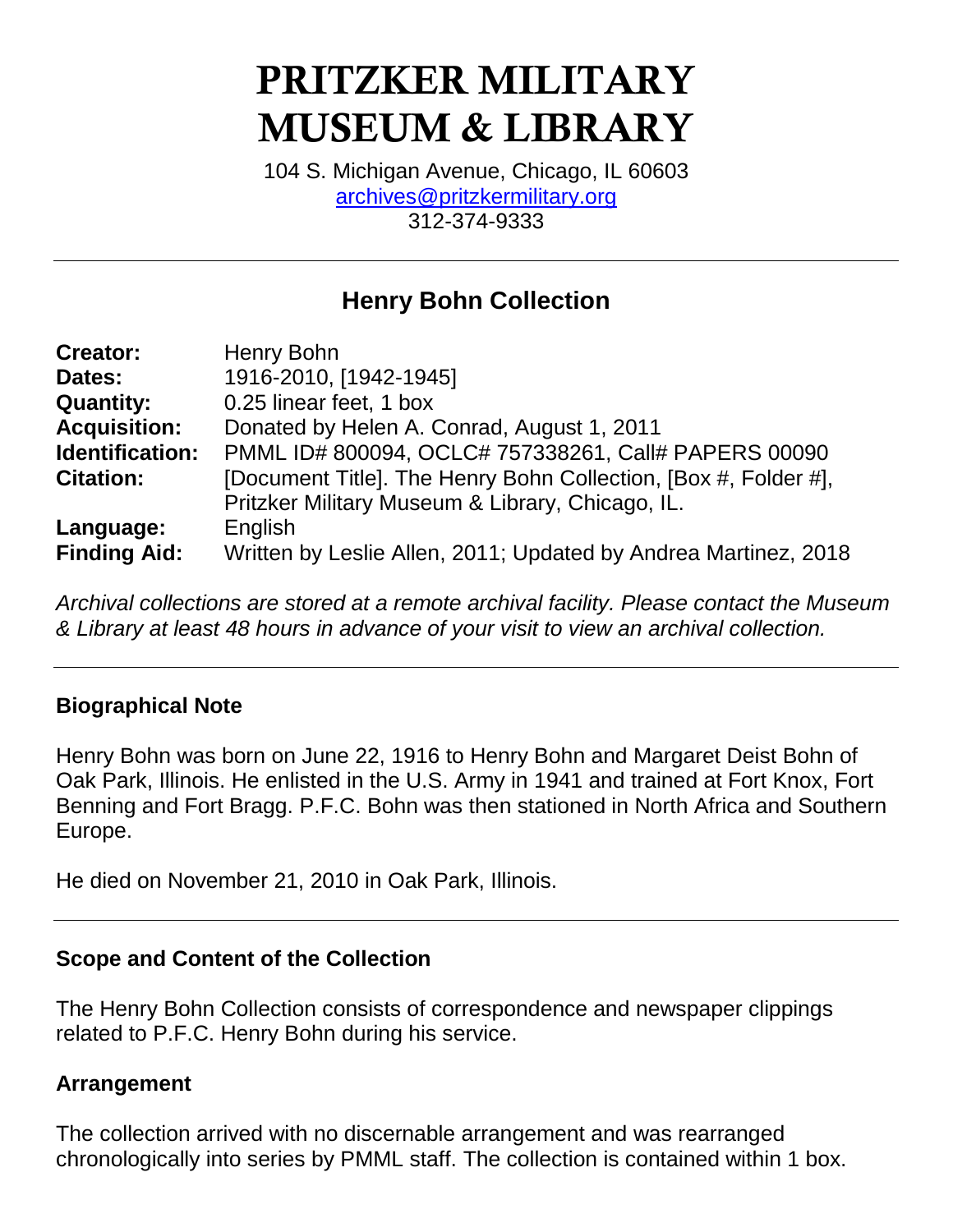# PRITZKER MILITARY MUSEUM & LIBRARY

104 S. Michigan Avenue, Chicago, IL 60603
archives@pritzkermilitary.org
312-374-9333

---

## Henry Bohn Collection

| | |
|---|---|
| **Creator:** | Henry Bohn |
| **Dates:** | 1916-2010, [1942-1945] |
| **Quantity:** | 0.25 linear feet, 1 box |
| **Acquisition:** | Donated by Helen A. Conrad, August 1, 2011 |
| **Identification:** | PMML ID# 800094, OCLC# 757338261, Call# PAPERS 00090 |
| **Citation:** | [Document Title]. The Henry Bohn Collection, [Box #, Folder #], Pritzker Military Museum & Library, Chicago, IL. |
| **Language:** | English |
| **Finding Aid:** | Written by Leslie Allen, 2011; Updated by Andrea Martinez, 2018 |

*Archival collections are stored at a remote archival facility. Please contact the Museum & Library at least 48 hours in advance of your visit to view an archival collection.*

---

### Biographical Note

Henry Bohn was born on June 22, 1916 to Henry Bohn and Margaret Deist Bohn of Oak Park, Illinois. He enlisted in the U.S. Army in 1941 and trained at Fort Knox, Fort Benning and Fort Bragg. P.F.C. Bohn was then stationed in North Africa and Southern Europe.

He died on November 21, 2010 in Oak Park, Illinois.

---

### Scope and Content of the Collection

The Henry Bohn Collection consists of correspondence and newspaper clippings related to P.F.C. Henry Bohn during his service.

### Arrangement

The collection arrived with no discernable arrangement and was rearranged chronologically into series by PMML staff. The collection is contained within 1 box.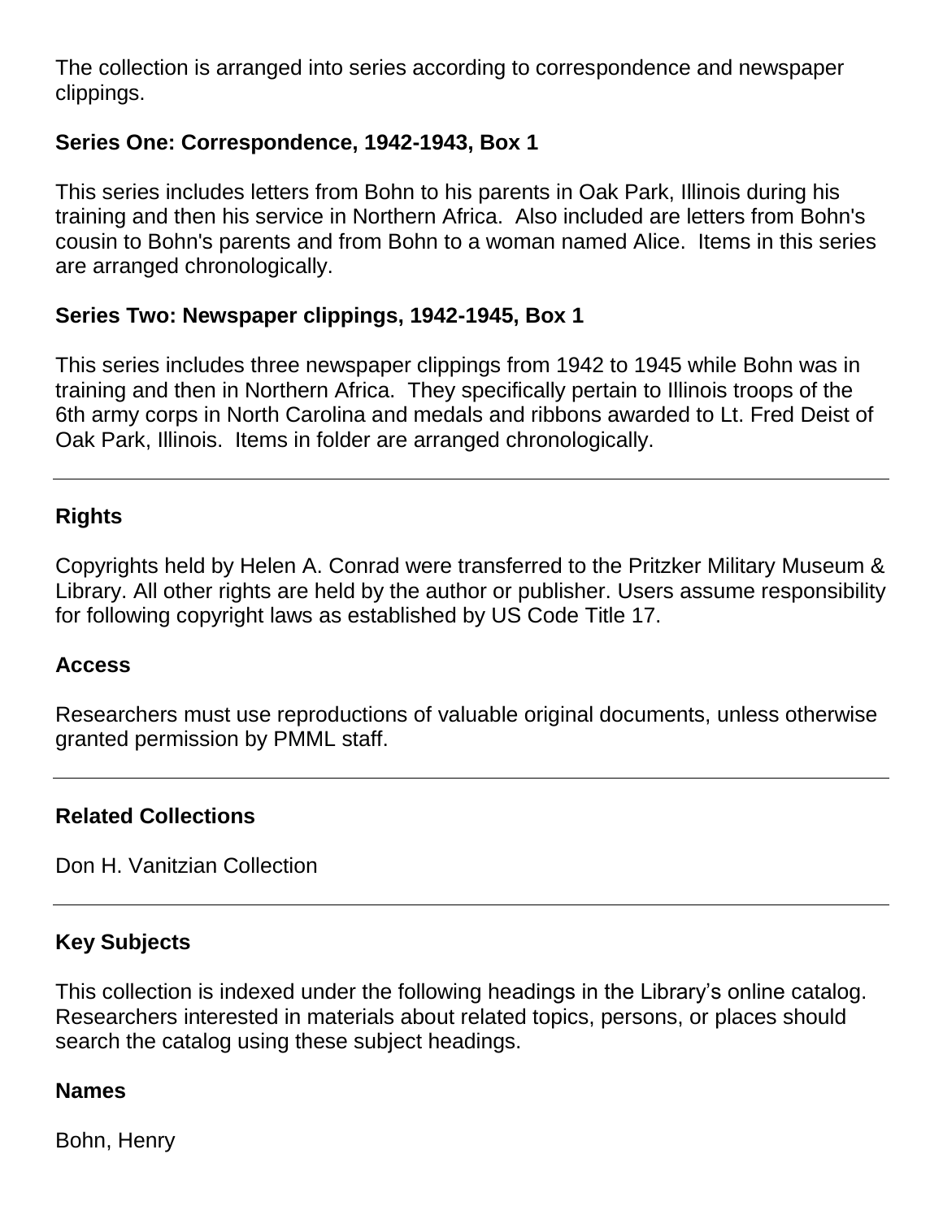The collection is arranged into series according to correspondence and newspaper clippings.

**Series One: Correspondence, 1942-1943, Box 1**

This series includes letters from Bohn to his parents in Oak Park, Illinois during his training and then his service in Northern Africa. Also included are letters from Bohn's cousin to Bohn's parents and from Bohn to a woman named Alice. Items in this series are arranged chronologically.

**Series Two: Newspaper clippings, 1942-1945, Box 1**

This series includes three newspaper clippings from 1942 to 1945 while Bohn was in training and then in Northern Africa. They specifically pertain to Illinois troops of the 6th army corps in North Carolina and medals and ribbons awarded to Lt. Fred Deist of Oak Park, Illinois. Items in folder are arranged chronologically.

---

## Rights

Copyrights held by Helen A. Conrad were transferred to the Pritzker Military Museum & Library. All other rights are held by the author or publisher. Users assume responsibility for following copyright laws as established by US Code Title 17.

## Access

Researchers must use reproductions of valuable original documents, unless otherwise granted permission by PMML staff.

---

## Related Collections

Don H. Vanitzian Collection

---

## Key Subjects

This collection is indexed under the following headings in the Library's online catalog. Researchers interested in materials about related topics, persons, or places should search the catalog using these subject headings.

### Names

Bohn, Henry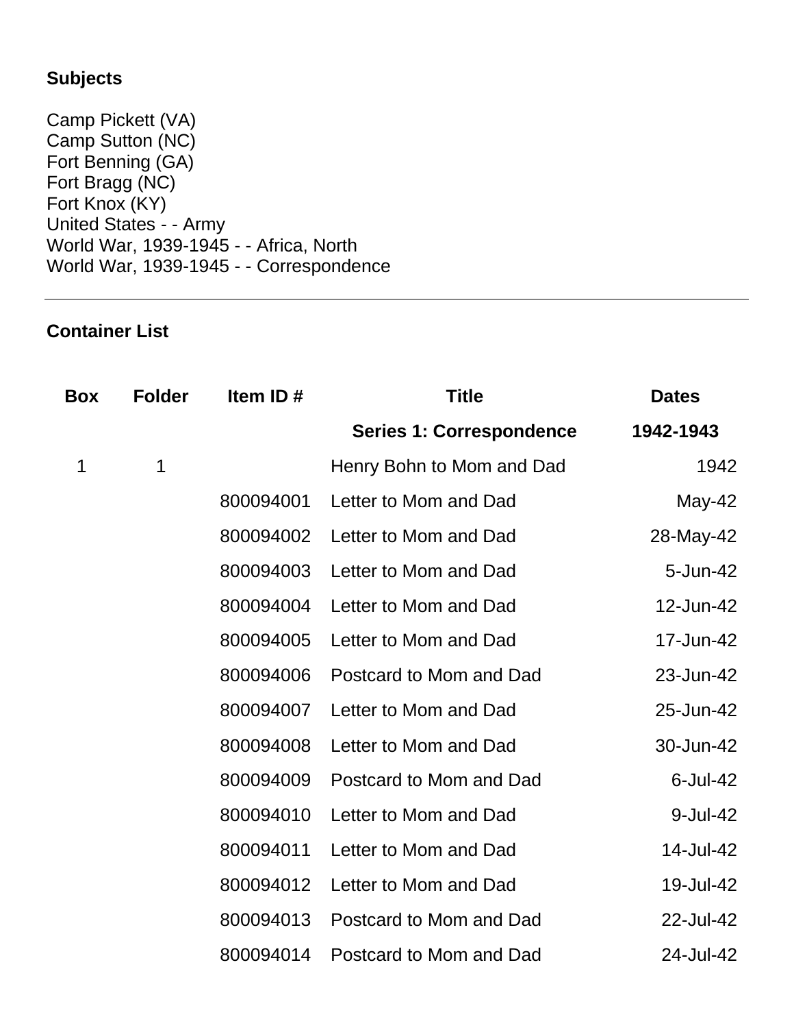## Subjects

Camp Pickett (VA)
Camp Sutton (NC)
Fort Benning (GA)
Fort Bragg (NC)
Fort Knox (KY)
United States - - Army
World War, 1939-1945 - - Africa, North
World War, 1939-1945 - - Correspondence

---

## Container List

| Box | Folder | Item ID # | Title | Dates |
|---|---|---|---|---|
| | | | **Series 1: Correspondence** | **1942-1943** |
| 1 | 1 | | Henry Bohn to Mom and Dad | 1942 |
| | | 800094001 | Letter to Mom and Dad | May-42 |
| | | 800094002 | Letter to Mom and Dad | 28-May-42 |
| | | 800094003 | Letter to Mom and Dad | 5-Jun-42 |
| | | 800094004 | Letter to Mom and Dad | 12-Jun-42 |
| | | 800094005 | Letter to Mom and Dad | 17-Jun-42 |
| | | 800094006 | Postcard to Mom and Dad | 23-Jun-42 |
| | | 800094007 | Letter to Mom and Dad | 25-Jun-42 |
| | | 800094008 | Letter to Mom and Dad | 30-Jun-42 |
| | | 800094009 | Postcard to Mom and Dad | 6-Jul-42 |
| | | 800094010 | Letter to Mom and Dad | 9-Jul-42 |
| | | 800094011 | Letter to Mom and Dad | 14-Jul-42 |
| | | 800094012 | Letter to Mom and Dad | 19-Jul-42 |
| | | 800094013 | Postcard to Mom and Dad | 22-Jul-42 |
| | | 800094014 | Postcard to Mom and Dad | 24-Jul-42 |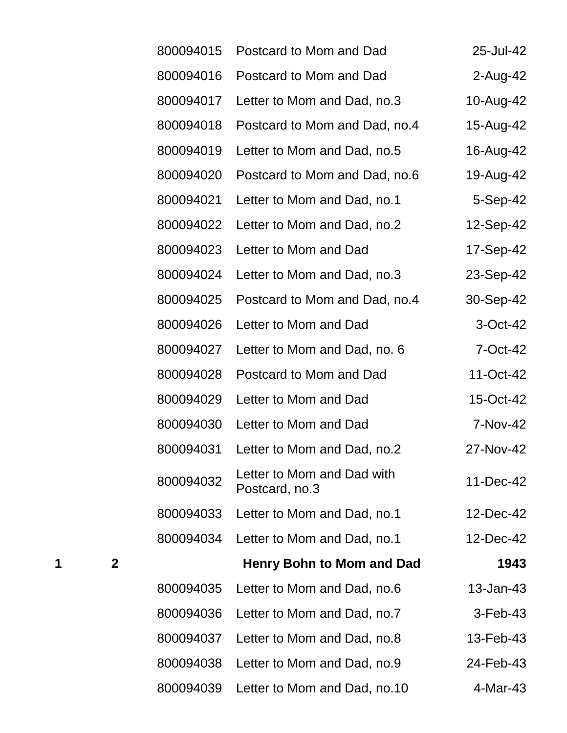| | | | | |
|---|---|---|---|---|
| | | 800094015 | Postcard to Mom and Dad | 25-Jul-42 |
| | | 800094016 | Postcard to Mom and Dad | 2-Aug-42 |
| | | 800094017 | Letter to Mom and Dad, no.3 | 10-Aug-42 |
| | | 800094018 | Postcard to Mom and Dad, no.4 | 15-Aug-42 |
| | | 800094019 | Letter to Mom and Dad, no.5 | 16-Aug-42 |
| | | 800094020 | Postcard to Mom and Dad, no.6 | 19-Aug-42 |
| | | 800094021 | Letter to Mom and Dad, no.1 | 5-Sep-42 |
| | | 800094022 | Letter to Mom and Dad, no.2 | 12-Sep-42 |
| | | 800094023 | Letter to Mom and Dad | 17-Sep-42 |
| | | 800094024 | Letter to Mom and Dad, no.3 | 23-Sep-42 |
| | | 800094025 | Postcard to Mom and Dad, no.4 | 30-Sep-42 |
| | | 800094026 | Letter to Mom and Dad | 3-Oct-42 |
| | | 800094027 | Letter to Mom and Dad, no. 6 | 7-Oct-42 |
| | | 800094028 | Postcard to Mom and Dad | 11-Oct-42 |
| | | 800094029 | Letter to Mom and Dad | 15-Oct-42 |
| | | 800094030 | Letter to Mom and Dad | 7-Nov-42 |
| | | 800094031 | Letter to Mom and Dad, no.2 | 27-Nov-42 |
| | | 800094032 | Letter to Mom and Dad with Postcard, no.3 | 11-Dec-42 |
| | | 800094033 | Letter to Mom and Dad, no.1 | 12-Dec-42 |
| | | 800094034 | Letter to Mom and Dad, no.1 | 12-Dec-42 |
| **1** | **2** | | **Henry Bohn to Mom and Dad** | **1943** |
| | | 800094035 | Letter to Mom and Dad, no.6 | 13-Jan-43 |
| | | 800094036 | Letter to Mom and Dad, no.7 | 3-Feb-43 |
| | | 800094037 | Letter to Mom and Dad, no.8 | 13-Feb-43 |
| | | 800094038 | Letter to Mom and Dad, no.9 | 24-Feb-43 |
| | | 800094039 | Letter to Mom and Dad, no.10 | 4-Mar-43 |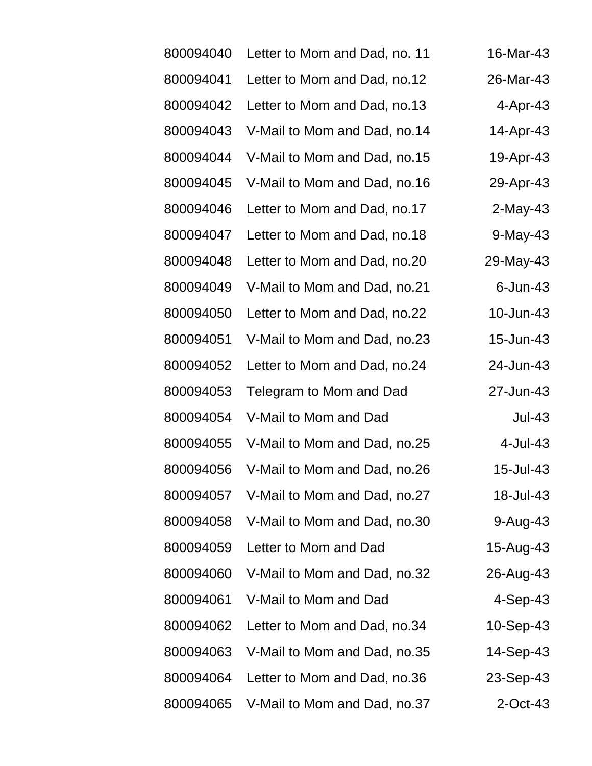| | | |
|---|---|---|
| 800094040 | Letter to Mom and Dad, no. 11 | 16-Mar-43 |
| 800094041 | Letter to Mom and Dad, no.12 | 26-Mar-43 |
| 800094042 | Letter to Mom and Dad, no.13 | 4-Apr-43 |
| 800094043 | V-Mail to Mom and Dad, no.14 | 14-Apr-43 |
| 800094044 | V-Mail to Mom and Dad, no.15 | 19-Apr-43 |
| 800094045 | V-Mail to Mom and Dad, no.16 | 29-Apr-43 |
| 800094046 | Letter to Mom and Dad, no.17 | 2-May-43 |
| 800094047 | Letter to Mom and Dad, no.18 | 9-May-43 |
| 800094048 | Letter to Mom and Dad, no.20 | 29-May-43 |
| 800094049 | V-Mail to Mom and Dad, no.21 | 6-Jun-43 |
| 800094050 | Letter to Mom and Dad, no.22 | 10-Jun-43 |
| 800094051 | V-Mail to Mom and Dad, no.23 | 15-Jun-43 |
| 800094052 | Letter to Mom and Dad, no.24 | 24-Jun-43 |
| 800094053 | Telegram to Mom and Dad | 27-Jun-43 |
| 800094054 | V-Mail to Mom and Dad | Jul-43 |
| 800094055 | V-Mail to Mom and Dad, no.25 | 4-Jul-43 |
| 800094056 | V-Mail to Mom and Dad, no.26 | 15-Jul-43 |
| 800094057 | V-Mail to Mom and Dad, no.27 | 18-Jul-43 |
| 800094058 | V-Mail to Mom and Dad, no.30 | 9-Aug-43 |
| 800094059 | Letter to Mom and Dad | 15-Aug-43 |
| 800094060 | V-Mail to Mom and Dad, no.32 | 26-Aug-43 |
| 800094061 | V-Mail to Mom and Dad | 4-Sep-43 |
| 800094062 | Letter to Mom and Dad, no.34 | 10-Sep-43 |
| 800094063 | V-Mail to Mom and Dad, no.35 | 14-Sep-43 |
| 800094064 | Letter to Mom and Dad, no.36 | 23-Sep-43 |
| 800094065 | V-Mail to Mom and Dad, no.37 | 2-Oct-43 |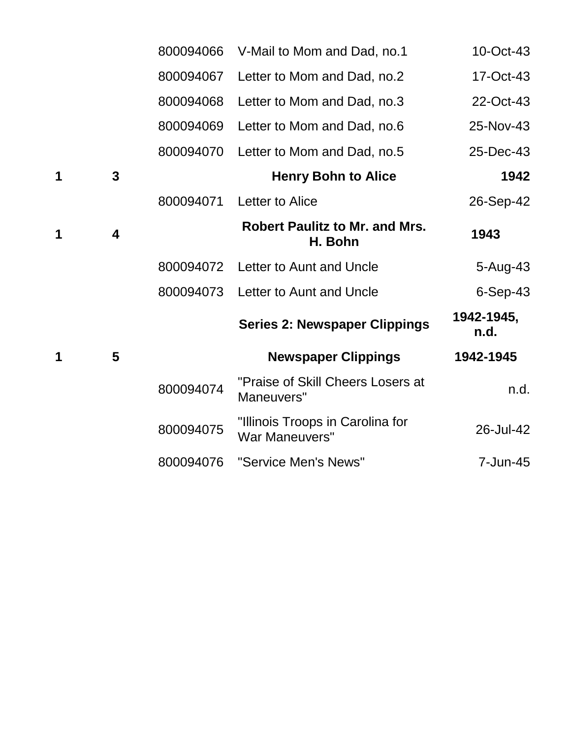| | | | | |
|---|---|---|---|---|
| | | 800094066 | V-Mail to Mom and Dad, no.1 | 10-Oct-43 |
| | | 800094067 | Letter to Mom and Dad, no.2 | 17-Oct-43 |
| | | 800094068 | Letter to Mom and Dad, no.3 | 22-Oct-43 |
| | | 800094069 | Letter to Mom and Dad, no.6 | 25-Nov-43 |
| | | 800094070 | Letter to Mom and Dad, no.5 | 25-Dec-43 |
| **1** | **3** | | **Henry Bohn to Alice** | **1942** |
| | | 800094071 | Letter to Alice | 26-Sep-42 |
| **1** | **4** | | **Robert Paulitz to Mr. and Mrs. H. Bohn** | **1943** |
| | | 800094072 | Letter to Aunt and Uncle | 5-Aug-43 |
| | | 800094073 | Letter to Aunt and Uncle | 6-Sep-43 |
| | | | **Series 2: Newspaper Clippings** | **1942-1945, n.d.** |
| **1** | **5** | | **Newspaper Clippings** | **1942-1945** |
| | | 800094074 | "Praise of Skill Cheers Losers at Maneuvers" | n.d. |
| | | 800094075 | "Illinois Troops in Carolina for War Maneuvers" | 26-Jul-42 |
| | | 800094076 | "Service Men's News" | 7-Jun-45 |